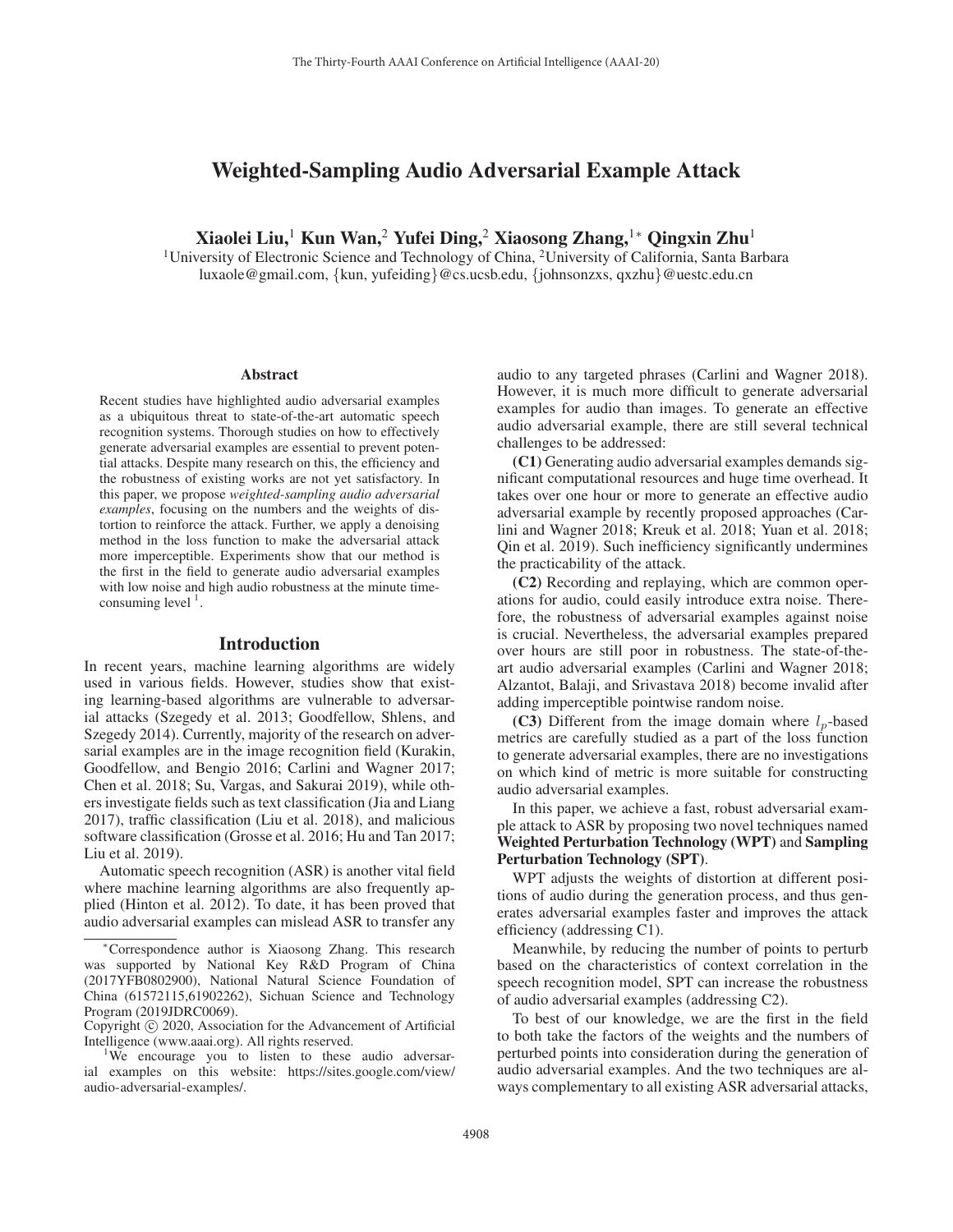# Weighted-Sampling Audio Adversarial Example Attack

**Xiaolei Liu,[1] Kun Wan,[2] Yufei Ding,[2] Xiaosong Zhang,[1*] Qingxin Zhu[1]**

[1]University of Electronic Science and Technology of China, [2]University of California, Santa Barbara
luxaole@gmail.com, {kun, yufeiding}@cs.ucsb.edu, {johnsonzxs, qxzhu}@uestc.edu.cn

## Abstract

Recent studies have highlighted audio adversarial examples as a ubiquitous threat to state-of-the-art automatic speech recognition systems. Thorough studies on how to effectively generate adversarial examples are essential to prevent potential attacks. Despite many research on this, the efficiency and the robustness of existing works are not yet satisfactory. In this paper, we propose *weighted-sampling audio adversarial examples*, focusing on the numbers and the weights of distortion to reinforce the attack. Further, we apply a denoising method in the loss function to make the adversarial attack more imperceptible. Experiments show that our method is the first in the field to generate audio adversarial examples with low noise and high audio robustness at the minute time-consuming level [1].

## Introduction

In recent years, machine learning algorithms are widely used in various fields. However, studies show that existing learning-based algorithms are vulnerable to adversarial attacks (Szegedy et al. 2013; Goodfellow, Shlens, and Szegedy 2014). Currently, majority of the research on adversarial examples are in the image recognition field (Kurakin, Goodfellow, and Bengio 2016; Carlini and Wagner 2017; Chen et al. 2018; Su, Vargas, and Sakurai 2019), while others investigate fields such as text classification (Jia and Liang 2017), traffic classification (Liu et al. 2018), and malicious software classification (Grosse et al. 2016; Hu and Tan 2017; Liu et al. 2019).

Automatic speech recognition (ASR) is another vital field where machine learning algorithms are also frequently applied (Hinton et al. 2012). To date, it has been proved that audio adversarial examples can mislead ASR to transfer any audio to any targeted phrases (Carlini and Wagner 2018). However, it is much more difficult to generate adversarial examples for audio than images. To generate an effective audio adversarial example, there are still several technical challenges to be addressed:

**(C1)** Generating audio adversarial examples demands significant computational resources and huge time overhead. It takes over one hour or more to generate an effective audio adversarial example by recently proposed approaches (Carlini and Wagner 2018; Kreuk et al. 2018; Yuan et al. 2018; Qin et al. 2019). Such inefficiency significantly undermines the practicability of the attack.

**(C2)** Recording and replaying, which are common operations for audio, could easily introduce extra noise. Therefore, the robustness of adversarial examples against noise is crucial. Nevertheless, the adversarial examples prepared over hours are still poor in robustness. The state-of-the-art audio adversarial examples (Carlini and Wagner 2018; Alzantot, Balaji, and Srivastava 2018) become invalid after adding imperceptible pointwise random noise.

**(C3)** Different from the image domain where $l_p$-based metrics are carefully studied as a part of the loss function to generate adversarial examples, there are no investigations on which kind of metric is more suitable for constructing audio adversarial examples.

In this paper, we achieve a fast, robust adversarial example attack to ASR by proposing two novel techniques named **Weighted Perturbation Technology (WPT)** and **Sampling Perturbation Technology (SPT)**.

WPT adjusts the weights of distortion at different positions of audio during the generation process, and thus generates adversarial examples faster and improves the attack efficiency (addressing C1).

Meanwhile, by reducing the number of points to perturb based on the characteristics of context correlation in the speech recognition model, SPT can increase the robustness of audio adversarial examples (addressing C2).

To best of our knowledge, we are the first in the field to both take the factors of the weights and the numbers of perturbed points into consideration during the generation of audio adversarial examples. And the two techniques are always complementary to all existing ASR adversarial attacks,

---

*Correspondence author is Xiaosong Zhang. This research was supported by National Key R&D Program of China (2017YFB0802900), National Natural Science Foundation of China (61572115,61902262), Sichuan Science and Technology Program (2019JDRC0069).

Copyright © 2020, Association for the Advancement of Artificial Intelligence (www.aaai.org). All rights reserved.

[1]We encourage you to listen to these audio adversarial examples on this website: https://sites.google.com/view/audio-adversarial-examples/.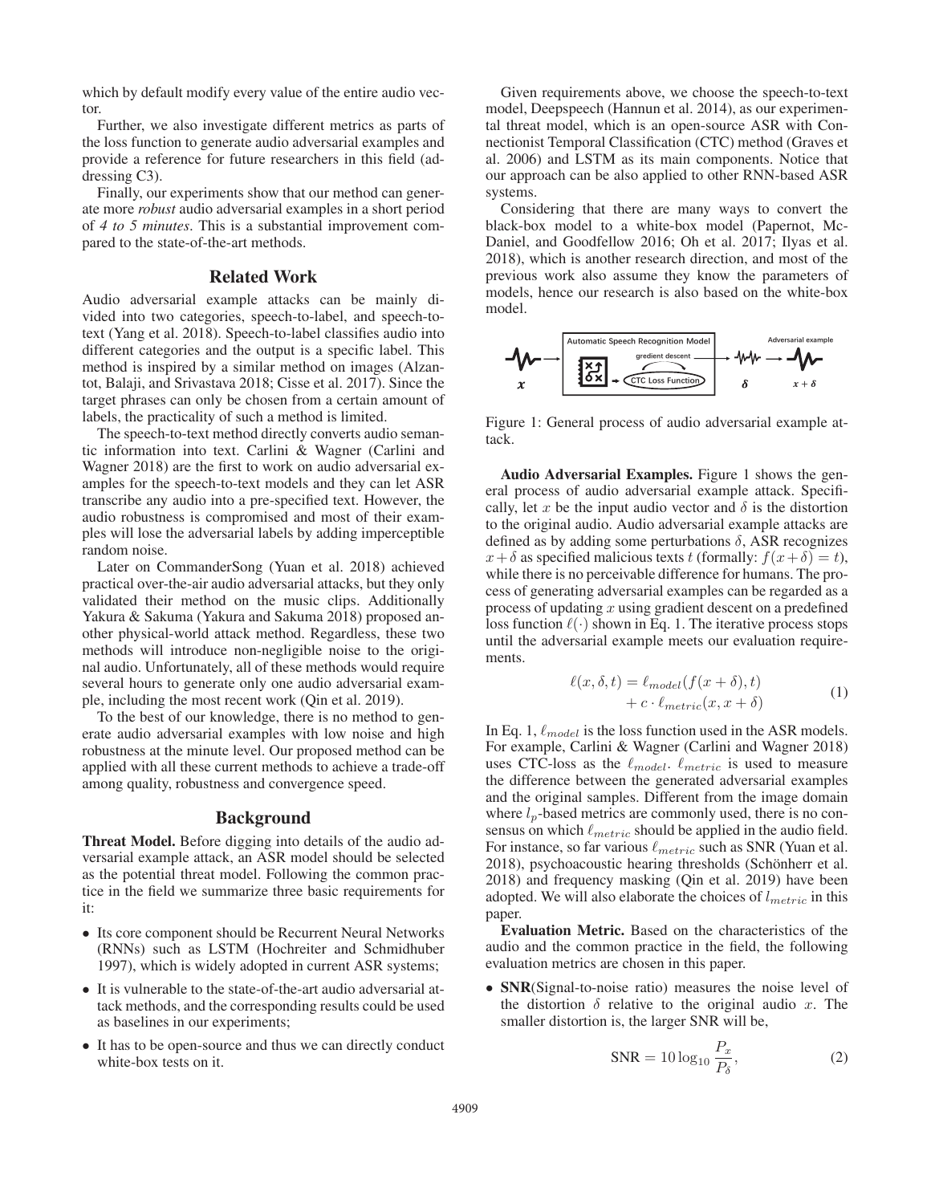which by default modify every value of the entire audio vector.

Further, we also investigate different metrics as parts of the loss function to generate audio adversarial examples and provide a reference for future researchers in this field (addressing C3).

Finally, our experiments show that our method can generate more *robust* audio adversarial examples in a short period of *4 to 5 minutes*. This is a substantial improvement compared to the state-of-the-art methods.

## Related Work

Audio adversarial example attacks can be mainly divided into two categories, speech-to-label, and speech-to-text (Yang et al. 2018). Speech-to-label classifies audio into different categories and the output is a specific label. This method is inspired by a similar method on images (Alzantot, Balaji, and Srivastava 2018; Cisse et al. 2017). Since the target phrases can only be chosen from a certain amount of labels, the practicality of such a method is limited.

The speech-to-text method directly converts audio semantic information into text. Carlini & Wagner (Carlini and Wagner 2018) are the first to work on audio adversarial examples for the speech-to-text models and they can let ASR transcribe any audio into a pre-specified text. However, the audio robustness is compromised and most of their examples will lose the adversarial labels by adding imperceptible random noise.

Later on CommanderSong (Yuan et al. 2018) achieved practical over-the-air audio adversarial attacks, but they only validated their method on the music clips. Additionally Yakura & Sakuma (Yakura and Sakuma 2018) proposed another physical-world attack method. Regardless, these two methods will introduce non-negligible noise to the original audio. Unfortunately, all of these methods would require several hours to generate only one audio adversarial example, including the most recent work (Qin et al. 2019).

To the best of our knowledge, there is no method to generate audio adversarial examples with low noise and high robustness at the minute level. Our proposed method can be applied with all these current methods to achieve a trade-off among quality, robustness and convergence speed.

## Background

**Threat Model.** Before digging into details of the audio adversarial example attack, an ASR model should be selected as the potential threat model. Following the common practice in the field we summarize three basic requirements for it:

- Its core component should be Recurrent Neural Networks (RNNs) such as LSTM (Hochreiter and Schmidhuber 1997), which is widely adopted in current ASR systems;
- It is vulnerable to the state-of-the-art audio adversarial attack methods, and the corresponding results could be used as baselines in our experiments;
- It has to be open-source and thus we can directly conduct white-box tests on it.

Given requirements above, we choose the speech-to-text model, Deepspeech (Hannun et al. 2014), as our experimental threat model, which is an open-source ASR with Connectionist Temporal Classification (CTC) method (Graves et al. 2006) and LSTM as its main components. Notice that our approach can be also applied to other RNN-based ASR systems.

Considering that there are many ways to convert the black-box model to a white-box model (Papernot, McDaniel, and Goodfellow 2016; Oh et al. 2017; Ilyas et al. 2018), which is another research direction, and most of the previous work also assume they know the parameters of models, hence our research is also based on the white-box model.

Figure 1: General process of audio adversarial example attack.

**Audio Adversarial Examples.** Figure 1 shows the general process of audio adversarial example attack. Specifically, let $x$ be the input audio vector and $\delta$ is the distortion to the original audio. Audio adversarial example attacks are defined as by adding some perturbations $\delta$, ASR recognizes $x+\delta$ as specified malicious texts $t$ (formally: $f(x+\delta)=t$), while there is no perceivable difference for humans. The process of generating adversarial examples can be regarded as a process of updating $x$ using gradient descent on a predefined loss function $\ell(\cdot)$ shown in Eq. 1. The iterative process stops until the adversarial example meets our evaluation requirements.

$$\ell(x,\delta,t) = \ell_{model}(f(x+\delta),t) + c \cdot \ell_{metric}(x, x+\delta) \tag{1}$$

In Eq. 1, $\ell_{model}$ is the loss function used in the ASR models. For example, Carlini & Wagner (Carlini and Wagner 2018) uses CTC-loss as the $\ell_{model}$. $\ell_{metric}$ is used to measure the difference between the generated adversarial examples and the original samples. Different from the image domain where $l_p$-based metrics are commonly used, there is no consensus on which $\ell_{metric}$ should be applied in the audio field. For instance, so far various $\ell_{metric}$ such as SNR (Yuan et al. 2018), psychoacoustic hearing thresholds (Schönherr et al. 2018) and frequency masking (Qin et al. 2019) have been adopted. We will also elaborate the choices of $l_{metric}$ in this paper.

**Evaluation Metric.** Based on the characteristics of the audio and the common practice in the field, the following evaluation metrics are chosen in this paper.

- **SNR**(Signal-to-noise ratio) measures the noise level of the distortion $\delta$ relative to the original audio $x$. The smaller distortion is, the larger SNR will be,

$$\text{SNR} = 10 \log_{10} \frac{P_x}{P_\delta}, \tag{2}$$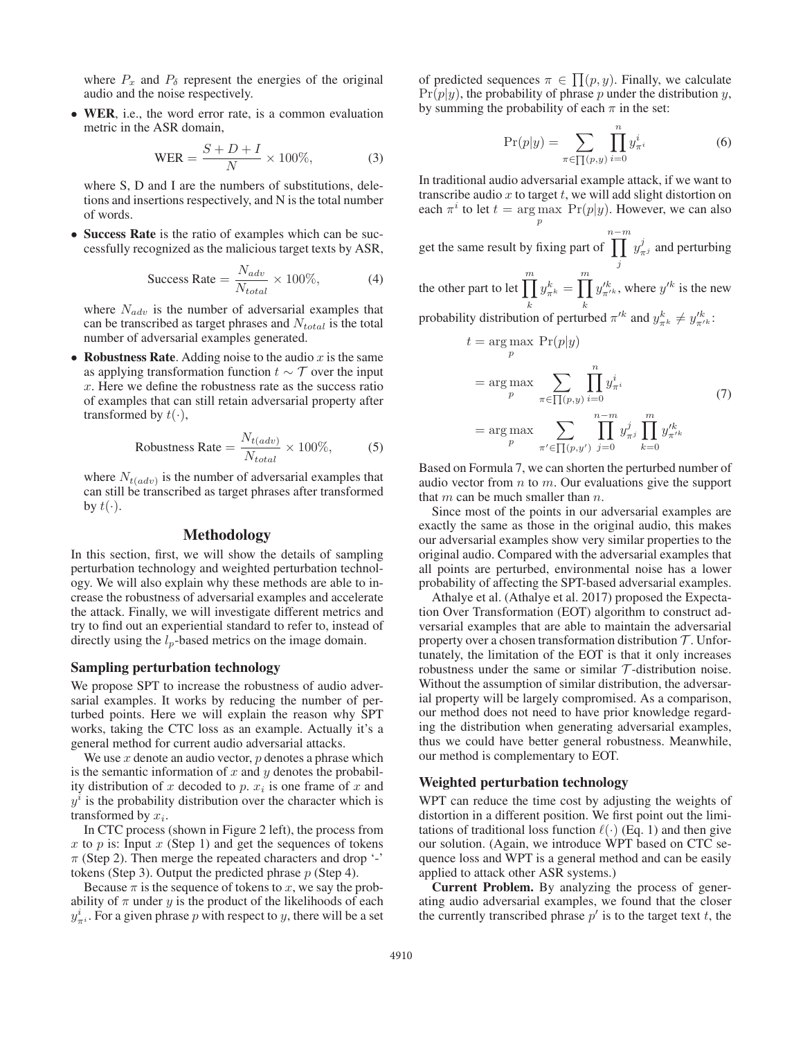where $P_x$ and $P_\delta$ represent the energies of the original audio and the noise respectively.

- **WER**, i.e., the word error rate, is a common evaluation metric in the ASR domain,

$$\text{WER} = \frac{S + D + I}{N} \times 100\%, \tag{3}$$

where S, D and I are the numbers of substitutions, deletions and insertions respectively, and N is the total number of words.

- **Success Rate** is the ratio of examples which can be successfully recognized as the malicious target texts by ASR,

$$\text{Success Rate} = \frac{N_{adv}}{N_{total}} \times 100\%, \tag{4}$$

where $N_{adv}$ is the number of adversarial examples that can be transcribed as target phrases and $N_{total}$ is the total number of adversarial examples generated.

- **Robustness Rate**. Adding noise to the audio $x$ is the same as applying transformation function $t \sim \mathcal{T}$ over the input $x$. Here we define the robustness rate as the success ratio of examples that can still retain adversarial property after transformed by $t(\cdot)$,

$$\text{Robustness Rate} = \frac{N_{t(adv)}}{N_{total}} \times 100\%, \tag{5}$$

where $N_{t(adv)}$ is the number of adversarial examples that can still be transcribed as target phrases after transformed by $t(\cdot)$.

## Methodology

In this section, first, we will show the details of sampling perturbation technology and weighted perturbation technology. We will also explain why these methods are able to increase the robustness of adversarial examples and accelerate the attack. Finally, we will investigate different metrics and try to find out an experiential standard to refer to, instead of directly using the $l_p$-based metrics on the image domain.

### Sampling perturbation technology

We propose SPT to increase the robustness of audio adversarial examples. It works by reducing the number of perturbed points. Here we will explain the reason why SPT works, taking the CTC loss as an example. Actually it's a general method for current audio adversarial attacks.

We use $x$ denote an audio vector, $p$ denotes a phrase which is the semantic information of $x$ and $y$ denotes the probability distribution of $x$ decoded to $p$. $x_i$ is one frame of $x$ and $y^i$ is the probability distribution over the character which is transformed by $x_i$.

In CTC process (shown in Figure 2 left), the process from $x$ to $p$ is: Input $x$ (Step 1) and get the sequences of tokens $\pi$ (Step 2). Then merge the repeated characters and drop '-' tokens (Step 3). Output the predicted phrase $p$ (Step 4).

Because $\pi$ is the sequence of tokens to $x$, we say the probability of $\pi$ under $y$ is the product of the likelihoods of each $y^i_{\pi^i}$. For a given phrase $p$ with respect to $y$, there will be a set of predicted sequences $\pi \in \prod(p, y)$. Finally, we calculate $\Pr(p|y)$, the probability of phrase $p$ under the distribution $y$, by summing the probability of each $\pi$ in the set:

$$\Pr(p|y) = \sum_{\pi \in \prod(p,y)} \prod_{i=0}^{n} y^i_{\pi^i} \tag{6}$$

In traditional audio adversarial example attack, if we want to transcribe audio $x$ to target $t$, we will add slight distortion on each $\pi^i$ to let $t = \arg\max_p \Pr(p|y)$. However, we can also get the same result by fixing part of $\prod_j^{n-m} y^j_{\pi^j}$ and perturbing the other part to let $\prod_k^m y^k_{\pi^k} = \prod_k^m y'^k_{\pi'^k}$, where $y'^k$ is the new probability distribution of perturbed $\pi'^k$ and $y^k_{\pi^k} \neq y'^k_{\pi'^k}$:

$$\begin{aligned}
t &= \arg\max_p \Pr(p|y) \\
&= \arg\max_p \sum_{\pi \in \prod(p,y)} \prod_{i=0}^{n} y^i_{\pi^i} \\
&= \arg\max_p \sum_{\pi' \in \prod(p,y')} \prod_{j=0}^{n-m} y^j_{\pi^j} \prod_{k=0}^{m} y'^k_{\pi'^k}
\end{aligned} \tag{7}$$

Based on Formula 7, we can shorten the perturbed number of audio vector from $n$ to $m$. Our evaluations give the support that $m$ can be much smaller than $n$.

Since most of the points in our adversarial examples are exactly the same as those in the original audio, this makes our adversarial examples show very similar properties to the original audio. Compared with the adversarial examples that all points are perturbed, environmental noise has a lower probability of affecting the SPT-based adversarial examples.

Athalye et al. (Athalye et al. 2017) proposed the Expectation Over Transformation (EOT) algorithm to construct adversarial examples that are able to maintain the adversarial property over a chosen transformation distribution $\mathcal{T}$. Unfortunately, the limitation of the EOT is that it only increases robustness under the same or similar $\mathcal{T}$-distribution noise. Without the assumption of similar distribution, the adversarial property will be largely compromised. As a comparison, our method does not need to have prior knowledge regarding the distribution when generating adversarial examples, thus we could have better general robustness. Meanwhile, our method is complementary to EOT.

### Weighted perturbation technology

WPT can reduce the time cost by adjusting the weights of distortion in a different position. We first point out the limitations of traditional loss function $\ell(\cdot)$ (Eq. 1) and then give our solution. (Again, we introduce WPT based on CTC sequence loss and WPT is a general method and can be easily applied to attack other ASR systems.)

**Current Problem.** By analyzing the process of generating audio adversarial examples, we found that the closer the currently transcribed phrase $p'$ is to the target text $t$, the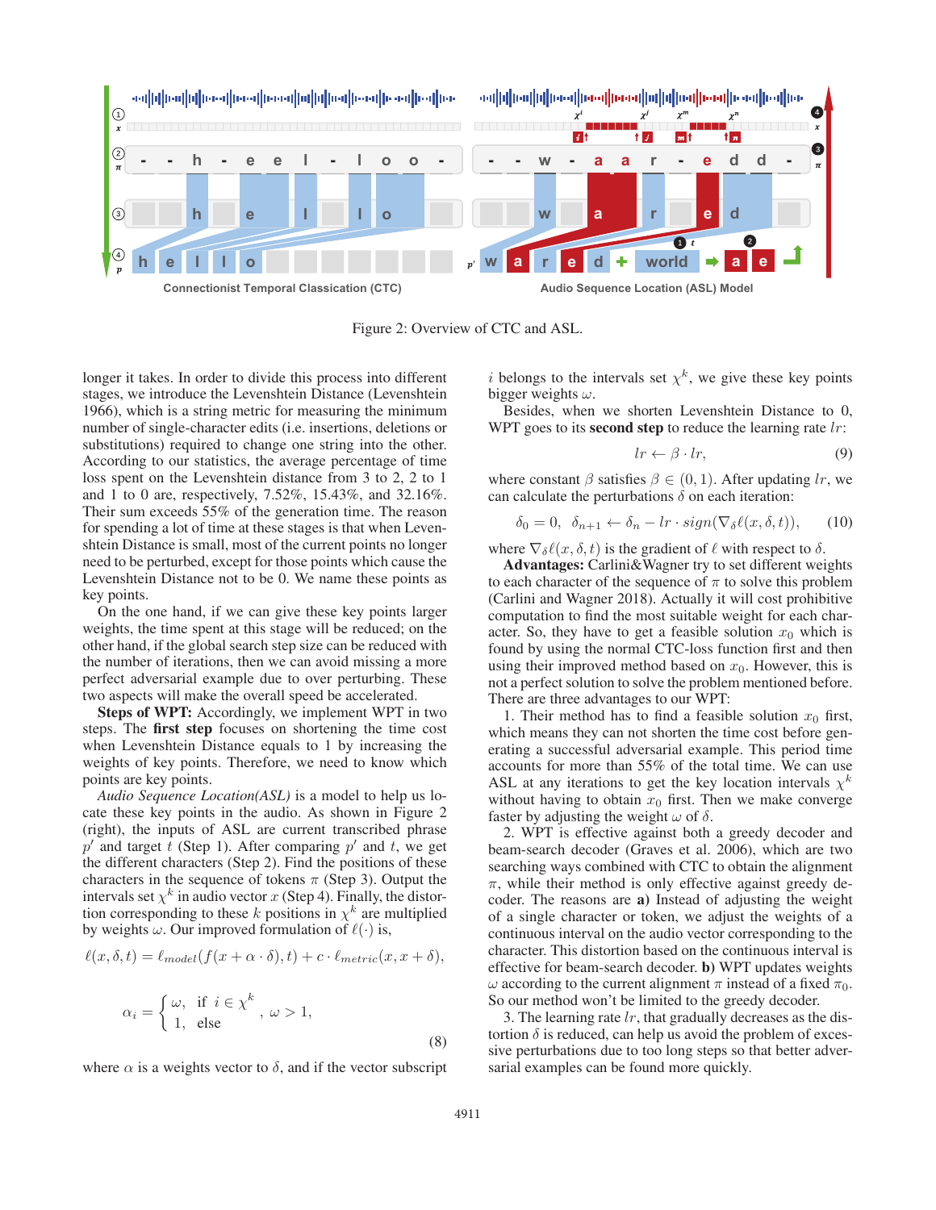Figure 2: Overview of CTC and ASL.

longer it takes. In order to divide this process into different stages, we introduce the Levenshtein Distance (Levenshtein 1966), which is a string metric for measuring the minimum number of single-character edits (i.e. insertions, deletions or substitutions) required to change one string into the other. According to our statistics, the average percentage of time loss spent on the Levenshtein distance from 3 to 2, 2 to 1 and 1 to 0 are, respectively, 7.52%, 15.43%, and 32.16%. Their sum exceeds 55% of the generation time. The reason for spending a lot of time at these stages is that when Levenshtein Distance is small, most of the current points no longer need to be perturbed, except for those points which cause the Levenshtein Distance not to be 0. We name these points as key points.

On the one hand, if we can give these key points larger weights, the time spent at this stage will be reduced; on the other hand, if the global search step size can be reduced with the number of iterations, then we can avoid missing a more perfect adversarial example due to over perturbing. These two aspects will make the overall speed be accelerated.

**Steps of WPT:** Accordingly, we implement WPT in two steps. The **first step** focuses on shortening the time cost when Levenshtein Distance equals to 1 by increasing the weights of key points. Therefore, we need to know which points are key points.

*Audio Sequence Location(ASL)* is a model to help us locate these key points in the audio. As shown in Figure 2 (right), the inputs of ASL are current transcribed phrase $p'$ and target $t$ (Step 1). After comparing $p'$ and $t$, we get the different characters (Step 2). Find the positions of these characters in the sequence of tokens $\pi$ (Step 3). Output the intervals set $\chi^k$ in audio vector $x$ (Step 4). Finally, the distortion corresponding to these $k$ positions in $\chi^k$ are multiplied by weights $\omega$. Our improved formulation of $\ell(\cdot)$ is,

$$\ell(x, \delta, t) = \ell_{model}(f(x + \alpha \cdot \delta), t) + c \cdot \ell_{metric}(x, x + \delta),$$

$$\alpha_i = \begin{cases} \omega, & \text{if } i \in \chi^k \\ 1, & \text{else} \end{cases}, \ \omega > 1, \tag{8}$$

where $\alpha$ is a weights vector to $\delta$, and if the vector subscript $i$ belongs to the intervals set $\chi^k$, we give these key points bigger weights $\omega$.

Besides, when we shorten Levenshtein Distance to 0, WPT goes to its **second step** to reduce the learning rate $lr$:

$$lr \leftarrow \beta \cdot lr, \tag{9}$$

where constant $\beta$ satisfies $\beta \in (0, 1)$. After updating $lr$, we can calculate the perturbations $\delta$ on each iteration:

$$\delta_0 = 0, \ \ \delta_{n+1} \leftarrow \delta_n - lr \cdot sign(\nabla_\delta \ell(x, \delta, t)), \tag{10}$$

where $\nabla_\delta \ell(x, \delta, t)$ is the gradient of $\ell$ with respect to $\delta$.

**Advantages:** Carlini&Wagner try to set different weights to each character of the sequence of $\pi$ to solve this problem (Carlini and Wagner 2018). Actually it will cost prohibitive computation to find the most suitable weight for each character. So, they have to get a feasible solution $x_0$ which is found by using the normal CTC-loss function first and then using their improved method based on $x_0$. However, this is not a perfect solution to solve the problem mentioned before. There are three advantages to our WPT:

1. Their method has to find a feasible solution $x_0$ first, which means they can not shorten the time cost before generating a successful adversarial example. This period time accounts for more than 55% of the total time. We can use ASL at any iterations to get the key location intervals $\chi^k$ without having to obtain $x_0$ first. Then we make converge faster by adjusting the weight $\omega$ of $\delta$.

2. WPT is effective against both a greedy decoder and beam-search decoder (Graves et al. 2006), which are two searching ways combined with CTC to obtain the alignment $\pi$, while their method is only effective against greedy decoder. The reasons are **a)** Instead of adjusting the weight of a single character or token, we adjust the weights of a continuous interval on the audio vector corresponding to the character. This distortion based on the continuous interval is effective for beam-search decoder. **b)** WPT updates weights $\omega$ according to the current alignment $\pi$ instead of a fixed $\pi_0$. So our method won't be limited to the greedy decoder.

3. The learning rate $lr$, that gradually decreases as the distortion $\delta$ is reduced, can help us avoid the problem of excessive perturbations due to too long steps so that better adversarial examples can be found more quickly.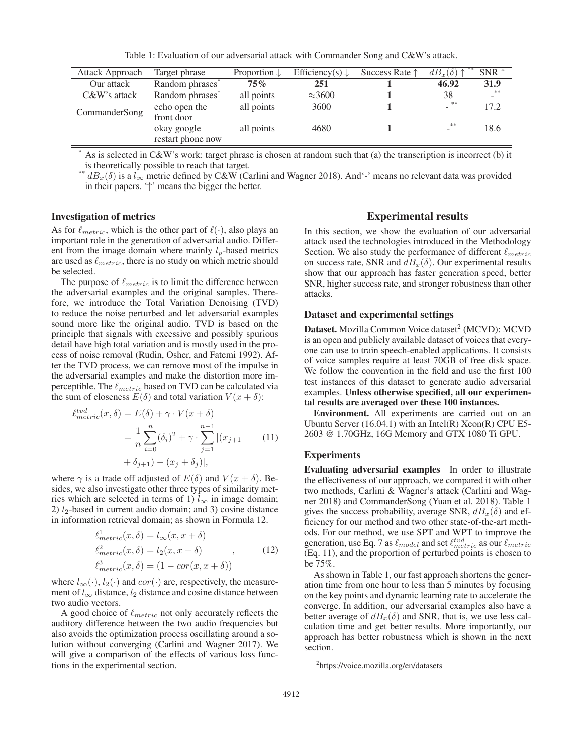Table 1: Evaluation of our adversarial attack with Commander Song and C&W's attack.

| Attack Approach | Target phrase | Proportion ↓ | Efficiency(s) ↓ | Success Rate ↑ | $dB_x(\delta)$ ↑ ** | SNR ↑ |
|---|---|---|---|---|---|---|
| Our attack | Random phrases* | **75%** | **251** | **1** | **46.92** | **31.9** |
| C&W's attack | Random phrases* | all points | ≈3600 | **1** | 38 | -** |
| CommanderSong | echo open the front door | all points | 3600 | **1** | -** | 17.2 |
| | okay google restart phone now | all points | 4680 | **1** | -** | 18.6 |

\* As is selected in C&W's work: target phrase is chosen at random such that (a) the transcription is incorrect (b) it is theoretically possible to reach that target.

\** $dB_x(\delta)$ is a $l_\infty$ metric defined by C&W (Carlini and Wagner 2018). And'-' means no relevant data was provided in their papers. '↑' means the bigger the better.

### Investigation of metrics

As for $\ell_{metric}$, which is the other part of $\ell(\cdot)$, also plays an important role in the generation of adversarial audio. Different from the image domain where mainly $l_p$-based metrics are used as $\ell_{metric}$, there is no study on which metric should be selected.

The purpose of $\ell_{metric}$ is to limit the difference between the adversarial examples and the original samples. Therefore, we introduce the Total Variation Denoising (TVD) to reduce the noise perturbed and let adversarial examples sound more like the original audio. TVD is based on the principle that signals with excessive and possibly spurious detail have high total variation and is mostly used in the process of noise removal (Rudin, Osher, and Fatemi 1992). After the TVD process, we can remove most of the impulse in the adversarial examples and make the distortion more imperceptible. The $\ell_{metric}$ based on TVD can be calculated via the sum of closeness $E(\delta)$ and total variation $V(x+\delta)$:

$$\begin{aligned}\ell^{tvd}_{metric}(x,\delta) &= E(\delta) + \gamma \cdot V(x+\delta) \\ &= \frac{1}{n}\sum_{i=0}^{n}(\delta_i)^2 + \gamma \cdot \sum_{j=1}^{n-1}|(x_{j+1} \\ &+ \delta_{j+1}) - (x_j + \delta_j)|,\end{aligned} \tag{11}$$

where $\gamma$ is a trade off adjusted of $E(\delta)$ and $V(x+\delta)$. Besides, we also investigate other three types of similarity metrics which are selected in terms of 1) $l_\infty$ in image domain; 2) $l_2$-based in current audio domain; and 3) cosine distance in information retrieval domain; as shown in Formula 12.

$$\begin{aligned}\ell^{1}_{metric}(x,\delta) &= l_\infty(x, x+\delta) \\ \ell^{2}_{metric}(x,\delta) &= l_2(x, x+\delta) \qquad , \\ \ell^{3}_{metric}(x,\delta) &= (1 - cor(x, x+\delta))\end{aligned} \tag{12}$$

where $l_\infty(\cdot)$, $l_2(\cdot)$ and $cor(\cdot)$ are, respectively, the measurement of $l_\infty$ distance, $l_2$ distance and cosine distance between two audio vectors.

A good choice of $\ell_{metric}$ not only accurately reflects the auditory difference between the two audio frequencies but also avoids the optimization process oscillating around a solution without converging (Carlini and Wagner 2017). We will give a comparison of the effects of various loss functions in the experimental section.

## Experimental results

In this section, we show the evaluation of our adversarial attack used the technologies introduced in the Methodology Section. We also study the performance of different $\ell_{metric}$ on success rate, SNR and $dB_x(\delta)$. Our experimental results show that our approach has faster generation speed, better SNR, higher success rate, and stronger robustness than other attacks.

### Dataset and experimental settings

**Dataset.** Mozilla Common Voice dataset[2] (MCVD): MCVD is an open and publicly available dataset of voices that everyone can use to train speech-enabled applications. It consists of voice samples require at least 70GB of free disk space. We follow the convention in the field and use the first 100 test instances of this dataset to generate audio adversarial examples. **Unless otherwise specified, all our experimental results are averaged over these 100 instances.**

**Environment.** All experiments are carried out on an Ubuntu Server (16.04.1) with an Intel(R) Xeon(R) CPU E5-2603 @ 1.70GHz, 16G Memory and GTX 1080 Ti GPU.

### Experiments

**Evaluating adversarial examples** In order to illustrate the effectiveness of our approach, we compared it with other two methods, Carlini & Wagner's attack (Carlini and Wagner 2018) and CommanderSong (Yuan et al. 2018). Table 1 gives the success probability, average SNR, $dB_x(\delta)$ and efficiency for our method and two other state-of-the-art methods. For our method, we use SPT and WPT to improve the generation, use Eq. 7 as $\ell_{model}$ and set $\ell^{tvd}_{metric}$ as our $\ell_{metric}$ (Eq. 11), and the proportion of perturbed points is chosen to be 75%.

As shown in Table 1, our fast approach shortens the generation time from one hour to less than 5 minutes by focusing on the key points and dynamic learning rate to accelerate the converge. In addition, our adversarial examples also have a better average of $dB_x(\delta)$ and SNR, that is, we use less calculation time and get better results. More importantly, our approach has better robustness which is shown in the next section.

[2] https://voice.mozilla.org/en/datasets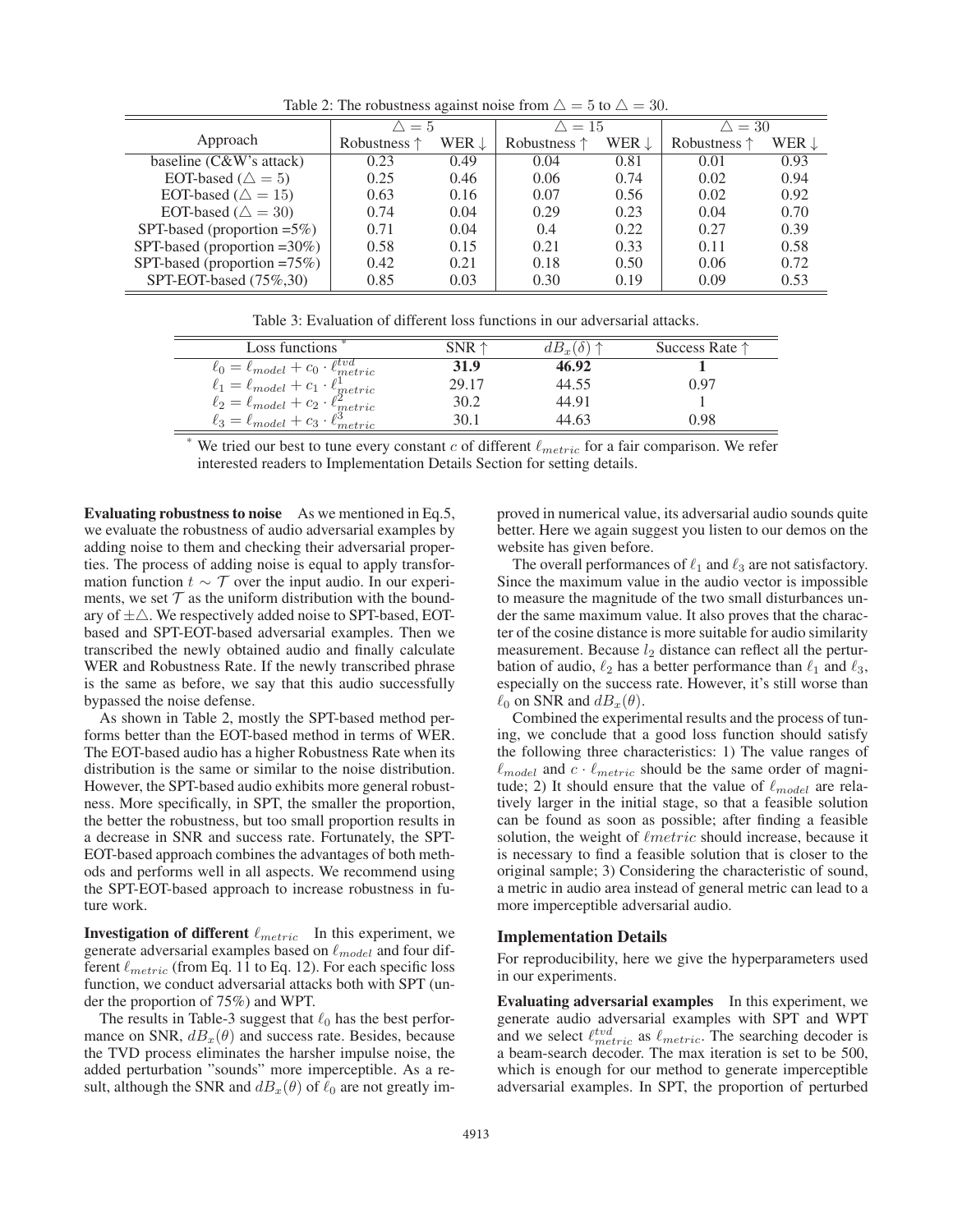Table 2: The robustness against noise from $\triangle = 5$ to $\triangle = 30$.

| Approach | $\triangle = 5$ | | $\triangle = 15$ | | $\triangle = 30$ | |
|---|---|---|---|---|---|---|
| | Robustness ↑ | WER ↓ | Robustness ↑ | WER ↓ | Robustness ↑ | WER ↓ |
| baseline (C&W's attack) | 0.23 | 0.49 | 0.04 | 0.81 | 0.01 | 0.93 |
| EOT-based ($\triangle = 5$) | 0.25 | 0.46 | 0.06 | 0.74 | 0.02 | 0.94 |
| EOT-based ($\triangle = 15$) | 0.63 | 0.16 | 0.07 | 0.56 | 0.02 | 0.92 |
| EOT-based ($\triangle = 30$) | 0.74 | 0.04 | 0.29 | 0.23 | 0.04 | 0.70 |
| SPT-based (proportion =5%) | 0.71 | 0.04 | 0.4 | 0.22 | 0.27 | 0.39 |
| SPT-based (proportion =30%) | 0.58 | 0.15 | 0.21 | 0.33 | 0.11 | 0.58 |
| SPT-based (proportion =75%) | 0.42 | 0.21 | 0.18 | 0.50 | 0.06 | 0.72 |
| SPT-EOT-based (75%,30) | 0.85 | 0.03 | 0.30 | 0.19 | 0.09 | 0.53 |

Table 3: Evaluation of different loss functions in our adversarial attacks.

| Loss functions * | SNR ↑ | $dB_x(\delta)$ ↑ | Success Rate ↑ |
|---|---|---|---|
| $\ell_0 = \ell_{model} + c_0 \cdot \ell_{metric}^{tvd}$ | **31.9** | **46.92** | **1** |
| $\ell_1 = \ell_{model} + c_1 \cdot \ell_{metric}^{1}$ | 29.17 | 44.55 | 0.97 |
| $\ell_2 = \ell_{model} + c_2 \cdot \ell_{metric}^{2}$ | 30.2 | 44.91 | 1 |
| $\ell_3 = \ell_{model} + c_3 \cdot \ell_{metric}^{3}$ | 30.1 | 44.63 | 0.98 |

\* We tried our best to tune every constant $c$ of different $\ell_{metric}$ for a fair comparison. We refer interested readers to Implementation Details Section for setting details.

**Evaluating robustness to noise** As we mentioned in Eq.5, we evaluate the robustness of audio adversarial examples by adding noise to them and checking their adversarial properties. The process of adding noise is equal to apply transformation function $t \sim \mathcal{T}$ over the input audio. In our experiments, we set $\mathcal{T}$ as the uniform distribution with the boundary of $\pm\triangle$. We respectively added noise to SPT-based, EOT-based and SPT-EOT-based adversarial examples. Then we transcribed the newly obtained audio and finally calculate WER and Robustness Rate. If the newly transcribed phrase is the same as before, we say that this audio successfully bypassed the noise defense.

As shown in Table 2, mostly the SPT-based method performs better than the EOT-based method in terms of WER. The EOT-based audio has a higher Robustness Rate when its distribution is the same or similar to the noise distribution. However, the SPT-based audio exhibits more general robustness. More specifically, in SPT, the smaller the proportion, the better the robustness, but too small proportion results in a decrease in SNR and success rate. Fortunately, the SPT-EOT-based approach combines the advantages of both methods and performs well in all aspects. We recommend using the SPT-EOT-based approach to increase robustness in future work.

**Investigation of different $\ell_{metric}$** In this experiment, we generate adversarial examples based on $\ell_{model}$ and four different $\ell_{metric}$ (from Eq. 11 to Eq. 12). For each specific loss function, we conduct adversarial attacks both with SPT (under the proportion of 75%) and WPT.

The results in Table-3 suggest that $\ell_0$ has the best performance on SNR, $dB_x(\theta)$ and success rate. Besides, because the TVD process eliminates the harsher impulse noise, the added perturbation "sounds" more imperceptible. As a result, although the SNR and $dB_x(\theta)$ of $\ell_0$ are not greatly improved in numerical value, its adversarial audio sounds quite better. Here we again suggest you listen to our demos on the website has given before.

The overall performances of $\ell_1$ and $\ell_3$ are not satisfactory. Since the maximum value in the audio vector is impossible to measure the magnitude of the two small disturbances under the same maximum value. It also proves that the character of the cosine distance is more suitable for audio similarity measurement. Because $l_2$ distance can reflect all the perturbation of audio, $\ell_2$ has a better performance than $\ell_1$ and $\ell_3$, especially on the success rate. However, it's still worse than $\ell_0$ on SNR and $dB_x(\theta)$.

Combined the experimental results and the process of tuning, we conclude that a good loss function should satisfy the following three characteristics: 1) The value ranges of $\ell_{model}$ and $c \cdot \ell_{metric}$ should be the same order of magnitude; 2) It should ensure that the value of $\ell_{model}$ are relatively larger in the initial stage, so that a feasible solution can be found as soon as possible; after finding a feasible solution, the weight of $\ell metric$ should increase, because it is necessary to find a feasible solution that is closer to the original sample; 3) Considering the characteristic of sound, a metric in audio area instead of general metric can lead to a more imperceptible adversarial audio.

## Implementation Details

For reproducibility, here we give the hyperparameters used in our experiments.

**Evaluating adversarial examples** In this experiment, we generate audio adversarial examples with SPT and WPT and we select $\ell_{metric}^{tvd}$ as $\ell_{metric}$. The searching decoder is a beam-search decoder. The max iteration is set to be 500, which is enough for our method to generate imperceptible adversarial examples. In SPT, the proportion of perturbed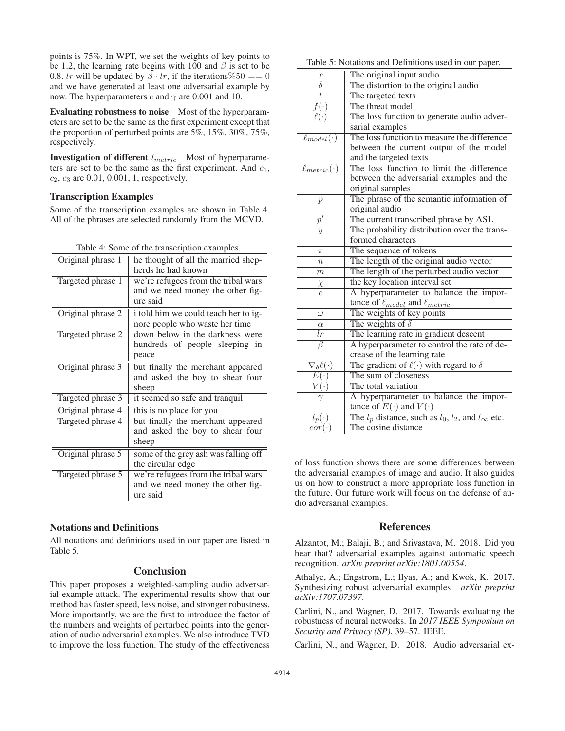points is 75%. In WPT, we set the weights of key points to be 1.2, the learning rate begins with 100 and $\beta$ is set to be 0.8. $lr$ will be updated by $\beta \cdot lr$, if the iterations$\%50 == 0$ and we have generated at least one adversarial example by now. The hyperparameters $c$ and $\gamma$ are 0.001 and 10.

**Evaluating robustness to noise** Most of the hyperparameters are set to be the same as the first experiment except that the proportion of perturbed points are 5%, 15%, 30%, 75%, respectively.

**Investigation of different $l_{metric}$** Most of hyperparameters are set to be the same as the first experiment. And $c_1$, $c_2$, $c_3$ are 0.01, 0.001, 1, respectively.

### Transcription Examples

Some of the transcription examples are shown in Table 4. All of the phrases are selected randomly from the MCVD.

Table 4: Some of the transcription examples.

| | |
|---|---|
| Original phrase 1 | he thought of all the married shepherds he had known |
| Targeted phrase 1 | we're refugees from the tribal wars and we need money the other figure said |
| Original phrase 2 | i told him we could teach her to ignore people who waste her time |
| Targeted phrase 2 | down below in the darkness were hundreds of people sleeping in peace |
| Original phrase 3 | but finally the merchant appeared and asked the boy to shear four sheep |
| Targeted phrase 3 | it seemed so safe and tranquil |
| Original phrase 4 | this is no place for you |
| Targeted phrase 4 | but finally the merchant appeared and asked the boy to shear four sheep |
| Original phrase 5 | some of the grey ash was falling off the circular edge |
| Targeted phrase 5 | we're refugees from the tribal wars and we need money the other figure said |

### Notations and Definitions

All notations and definitions used in our paper are listed in Table 5.

Table 5: Notations and Definitions used in our paper.

| | |
|---|---|
| $x$ | The original input audio |
| $\delta$ | The distortion to the original audio |
| $t$ | The targeted texts |
| $f(\cdot)$ | The threat model |
| $\ell(\cdot)$ | The loss function to generate audio adversarial examples |
| $\ell_{model}(\cdot)$ | The loss function to measure the difference between the current output of the model and the targeted texts |
| $\ell_{metric}(\cdot)$ | The loss function to limit the difference between the adversarial examples and the original samples |
| $p$ | The phrase of the semantic information of original audio |
| $p'$ | The current transcribed phrase by ASL |
| $y$ | The probability distribution over the transformed characters |
| $\pi$ | The sequence of tokens |
| $n$ | The length of the original audio vector |
| $m$ | The length of the perturbed audio vector |
| $\chi$ | the key location interval set |
| $c$ | A hyperparameter to balance the importance of $\ell_{model}$ and $\ell_{metric}$ |
| $\omega$ | The weights of key points |
| $\alpha$ | The weights of $\delta$ |
| $lr$ | The learning rate in gradient descent |
| $\beta$ | A hyperparameter to control the rate of decrease of the learning rate |
| $\nabla_\delta \ell(\cdot)$ | The gradient of $\ell(\cdot)$ with regard to $\delta$ |
| $E(\cdot)$ | The sum of closeness |
| $V(\cdot)$ | The total variation |
| $\gamma$ | A hyperparameter to balance the importance of $E(\cdot)$ and $V(\cdot)$ |
| $l_p(\cdot)$ | The $l_p$ distance, such as $l_0$, $l_2$, and $l_\infty$ etc. |
| $cor(\cdot)$ | The cosine distance |

## Conclusion

This paper proposes a weighted-sampling audio adversarial example attack. The experimental results show that our method has faster speed, less noise, and stronger robustness. More importantly, we are the first to introduce the factor of the numbers and weights of perturbed points into the generation of audio adversarial examples. We also introduce TVD to improve the loss function. The study of the effectiveness of loss function shows there are some differences between the adversarial examples of image and audio. It also guides us on how to construct a more appropriate loss function in the future. Our future work will focus on the defense of audio adversarial examples.

## References

Alzantot, M.; Balaji, B.; and Srivastava, M. 2018. Did you hear that? adversarial examples against automatic speech recognition. *arXiv preprint arXiv:1801.00554*.

Athalye, A.; Engstrom, L.; Ilyas, A.; and Kwok, K. 2017. Synthesizing robust adversarial examples. *arXiv preprint arXiv:1707.07397*.

Carlini, N., and Wagner, D. 2017. Towards evaluating the robustness of neural networks. In *2017 IEEE Symposium on Security and Privacy (SP)*, 39–57. IEEE.

Carlini, N., and Wagner, D. 2018. Audio adversarial ex-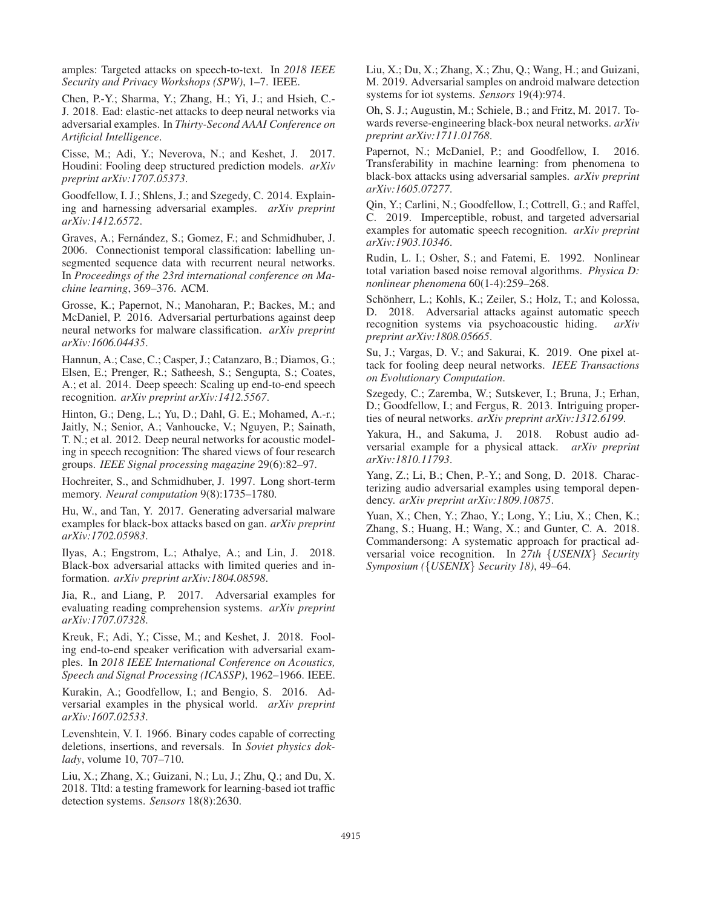amples: Targeted attacks on speech-to-text. In *2018 IEEE Security and Privacy Workshops (SPW)*, 1–7. IEEE.

Chen, P.-Y.; Sharma, Y.; Zhang, H.; Yi, J.; and Hsieh, C.-J. 2018. Ead: elastic-net attacks to deep neural networks via adversarial examples. In *Thirty-Second AAAI Conference on Artificial Intelligence*.

Cisse, M.; Adi, Y.; Neverova, N.; and Keshet, J. 2017. Houdini: Fooling deep structured prediction models. *arXiv preprint arXiv:1707.05373*.

Goodfellow, I. J.; Shlens, J.; and Szegedy, C. 2014. Explaining and harnessing adversarial examples. *arXiv preprint arXiv:1412.6572*.

Graves, A.; Fernández, S.; Gomez, F.; and Schmidhuber, J. 2006. Connectionist temporal classification: labelling unsegmented sequence data with recurrent neural networks. In *Proceedings of the 23rd international conference on Machine learning*, 369–376. ACM.

Grosse, K.; Papernot, N.; Manoharan, P.; Backes, M.; and McDaniel, P. 2016. Adversarial perturbations against deep neural networks for malware classification. *arXiv preprint arXiv:1606.04435*.

Hannun, A.; Case, C.; Casper, J.; Catanzaro, B.; Diamos, G.; Elsen, E.; Prenger, R.; Satheesh, S.; Sengupta, S.; Coates, A.; et al. 2014. Deep speech: Scaling up end-to-end speech recognition. *arXiv preprint arXiv:1412.5567*.

Hinton, G.; Deng, L.; Yu, D.; Dahl, G. E.; Mohamed, A.-r.; Jaitly, N.; Senior, A.; Vanhoucke, V.; Nguyen, P.; Sainath, T. N.; et al. 2012. Deep neural networks for acoustic modeling in speech recognition: The shared views of four research groups. *IEEE Signal processing magazine* 29(6):82–97.

Hochreiter, S., and Schmidhuber, J. 1997. Long short-term memory. *Neural computation* 9(8):1735–1780.

Hu, W., and Tan, Y. 2017. Generating adversarial malware examples for black-box attacks based on gan. *arXiv preprint arXiv:1702.05983*.

Ilyas, A.; Engstrom, L.; Athalye, A.; and Lin, J. 2018. Black-box adversarial attacks with limited queries and information. *arXiv preprint arXiv:1804.08598*.

Jia, R., and Liang, P. 2017. Adversarial examples for evaluating reading comprehension systems. *arXiv preprint arXiv:1707.07328*.

Kreuk, F.; Adi, Y.; Cisse, M.; and Keshet, J. 2018. Fooling end-to-end speaker verification with adversarial examples. In *2018 IEEE International Conference on Acoustics, Speech and Signal Processing (ICASSP)*, 1962–1966. IEEE.

Kurakin, A.; Goodfellow, I.; and Bengio, S. 2016. Adversarial examples in the physical world. *arXiv preprint arXiv:1607.02533*.

Levenshtein, V. I. 1966. Binary codes capable of correcting deletions, insertions, and reversals. In *Soviet physics doklady*, volume 10, 707–710.

Liu, X.; Zhang, X.; Guizani, N.; Lu, J.; Zhu, Q.; and Du, X. 2018. Tltd: a testing framework for learning-based iot traffic detection systems. *Sensors* 18(8):2630.

Liu, X.; Du, X.; Zhang, X.; Zhu, Q.; Wang, H.; and Guizani, M. 2019. Adversarial samples on android malware detection systems for iot systems. *Sensors* 19(4):974.

Oh, S. J.; Augustin, M.; Schiele, B.; and Fritz, M. 2017. Towards reverse-engineering black-box neural networks. *arXiv preprint arXiv:1711.01768*.

Papernot, N.; McDaniel, P.; and Goodfellow, I. 2016. Transferability in machine learning: from phenomena to black-box attacks using adversarial samples. *arXiv preprint arXiv:1605.07277*.

Qin, Y.; Carlini, N.; Goodfellow, I.; Cottrell, G.; and Raffel, C. 2019. Imperceptible, robust, and targeted adversarial examples for automatic speech recognition. *arXiv preprint arXiv:1903.10346*.

Rudin, L. I.; Osher, S.; and Fatemi, E. 1992. Nonlinear total variation based noise removal algorithms. *Physica D: nonlinear phenomena* 60(1-4):259–268.

Schönherr, L.; Kohls, K.; Zeiler, S.; Holz, T.; and Kolossa, D. 2018. Adversarial attacks against automatic speech recognition systems via psychoacoustic hiding. *arXiv preprint arXiv:1808.05665*.

Su, J.; Vargas, D. V.; and Sakurai, K. 2019. One pixel attack for fooling deep neural networks. *IEEE Transactions on Evolutionary Computation*.

Szegedy, C.; Zaremba, W.; Sutskever, I.; Bruna, J.; Erhan, D.; Goodfellow, I.; and Fergus, R. 2013. Intriguing properties of neural networks. *arXiv preprint arXiv:1312.6199*.

Yakura, H., and Sakuma, J. 2018. Robust audio adversarial example for a physical attack. *arXiv preprint arXiv:1810.11793*.

Yang, Z.; Li, B.; Chen, P.-Y.; and Song, D. 2018. Characterizing audio adversarial examples using temporal dependency. *arXiv preprint arXiv:1809.10875*.

Yuan, X.; Chen, Y.; Zhao, Y.; Long, Y.; Liu, X.; Chen, K.; Zhang, S.; Huang, H.; Wang, X.; and Gunter, C. A. 2018. Commandersong: A systematic approach for practical adversarial voice recognition. In *27th {USENIX} Security Symposium ({USENIX} Security 18)*, 49–64.